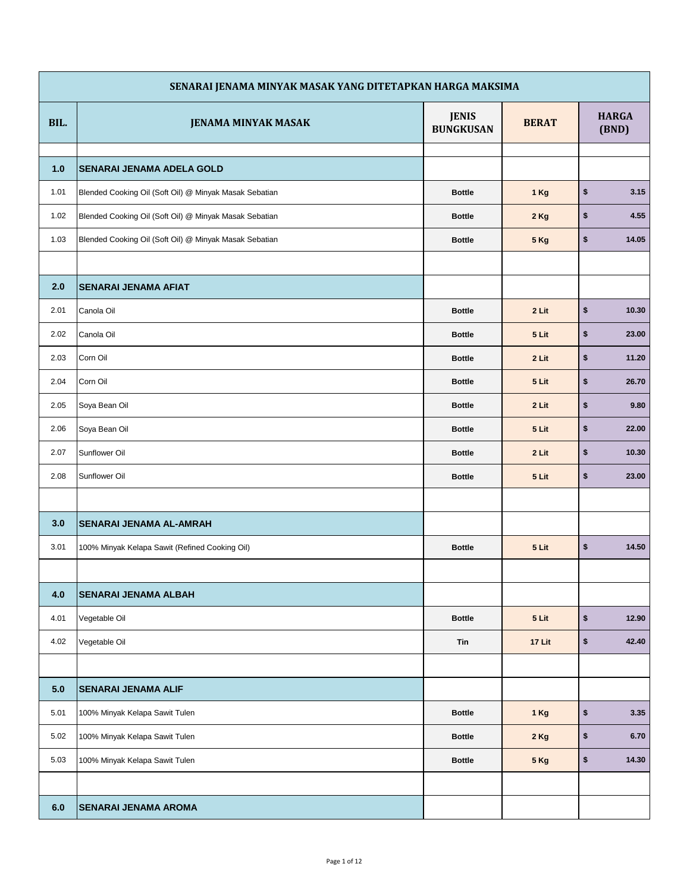| SENARAI JENAMA MINYAK MASAK YANG DITETAPKAN HARGA MAKSIMA | | | | |
|---|---|---|---|---|
| **BIL.** | **JENAMA MINYAK MASAK** | **JENIS BUNGKUSAN** | **BERAT** | **HARGA (BND)** |
| | | | | |
| **1.0** | **SENARAI JENAMA ADELA GOLD** | | | |
| 1.01 | Blended Cooking Oil (Soft Oil) @ Minyak Masak Sebatian | **Bottle** | **1 Kg** | **$ 3.15** |
| 1.02 | Blended Cooking Oil (Soft Oil) @ Minyak Masak Sebatian | **Bottle** | **2 Kg** | **$ 4.55** |
| 1.03 | Blended Cooking Oil (Soft Oil) @ Minyak Masak Sebatian | **Bottle** | **5 Kg** | **$ 14.05** |
| | | | | |
| **2.0** | **SENARAI JENAMA AFIAT** | | | |
| 2.01 | Canola Oil | **Bottle** | **2 Lit** | **$ 10.30** |
| 2.02 | Canola Oil | **Bottle** | **5 Lit** | **$ 23.00** |
| 2.03 | Corn Oil | **Bottle** | **2 Lit** | **$ 11.20** |
| 2.04 | Corn Oil | **Bottle** | **5 Lit** | **$ 26.70** |
| 2.05 | Soya Bean Oil | **Bottle** | **2 Lit** | **$ 9.80** |
| 2.06 | Soya Bean Oil | **Bottle** | **5 Lit** | **$ 22.00** |
| 2.07 | Sunflower Oil | **Bottle** | **2 Lit** | **$ 10.30** |
| 2.08 | Sunflower Oil | **Bottle** | **5 Lit** | **$ 23.00** |
| | | | | |
| **3.0** | **SENARAI JENAMA AL-AMRAH** | | | |
| 3.01 | 100% Minyak Kelapa Sawit (Refined Cooking Oil) | **Bottle** | **5 Lit** | **$ 14.50** |
| | | | | |
| **4.0** | **SENARAI JENAMA ALBAH** | | | |
| 4.01 | Vegetable Oil | **Bottle** | **5 Lit** | **$ 12.90** |
| 4.02 | Vegetable Oil | **Tin** | **17 Lit** | **$ 42.40** |
| | | | | |
| **5.0** | **SENARAI JENAMA ALIF** | | | |
| 5.01 | 100% Minyak Kelapa Sawit Tulen | **Bottle** | **1 Kg** | **$ 3.35** |
| 5.02 | 100% Minyak Kelapa Sawit Tulen | **Bottle** | **2 Kg** | **$ 6.70** |
| 5.03 | 100% Minyak Kelapa Sawit Tulen | **Bottle** | **5 Kg** | **$ 14.30** |
| | | | | |
| **6.0** | **SENARAI JENAMA AROMA** | | | |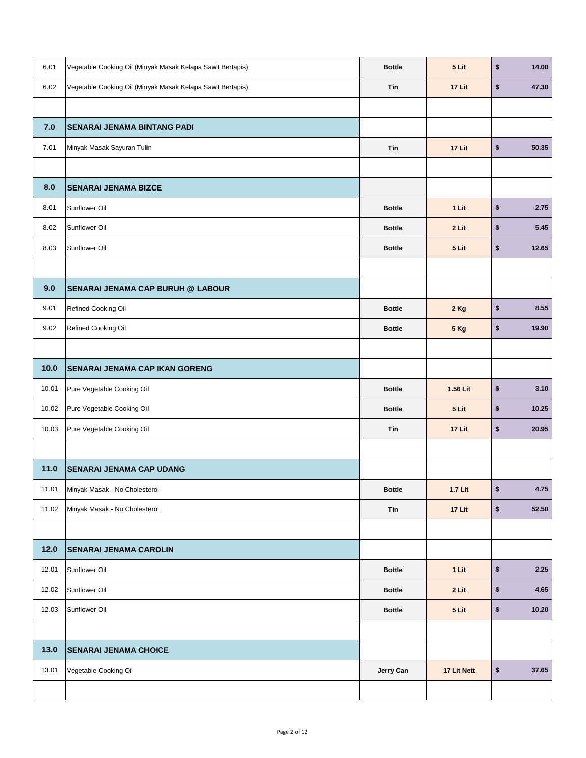| | | | | |
|---|---|---|---|---|
| 6.01 | Vegetable Cooking Oil (Minyak Masak Kelapa Sawit Bertapis) | **Bottle** | **5 Lit** | **$ 14.00** |
| 6.02 | Vegetable Cooking Oil (Minyak Masak Kelapa Sawit Bertapis) | **Tin** | **17 Lit** | **$ 47.30** |
| | | | | |
| **7.0** | **SENARAI JENAMA BINTANG PADI** | | | |
| 7.01 | Minyak Masak Sayuran Tulin | **Tin** | **17 Lit** | **$ 50.35** |
| | | | | |
| **8.0** | **SENARAI JENAMA BIZCE** | | | |
| 8.01 | Sunflower Oil | **Bottle** | **1 Lit** | **$ 2.75** |
| 8.02 | Sunflower Oil | **Bottle** | **2 Lit** | **$ 5.45** |
| 8.03 | Sunflower Oil | **Bottle** | **5 Lit** | **$ 12.65** |
| | | | | |
| **9.0** | **SENARAI JENAMA CAP BURUH @ LABOUR** | | | |
| 9.01 | Refined Cooking Oil | **Bottle** | **2 Kg** | **$ 8.55** |
| 9.02 | Refined Cooking Oil | **Bottle** | **5 Kg** | **$ 19.90** |
| | | | | |
| **10.0** | **SENARAI JENAMA CAP IKAN GORENG** | | | |
| 10.01 | Pure Vegetable Cooking Oil | **Bottle** | **1.56 Lit** | **$ 3.10** |
| 10.02 | Pure Vegetable Cooking Oil | **Bottle** | **5 Lit** | **$ 10.25** |
| 10.03 | Pure Vegetable Cooking Oil | **Tin** | **17 Lit** | **$ 20.95** |
| | | | | |
| **11.0** | **SENARAI JENAMA CAP UDANG** | | | |
| 11.01 | Minyak Masak - No Cholesterol | **Bottle** | **1.7 Lit** | **$ 4.75** |
| 11.02 | Minyak Masak - No Cholesterol | **Tin** | **17 Lit** | **$ 52.50** |
| | | | | |
| **12.0** | **SENARAI JENAMA CAROLIN** | | | |
| 12.01 | Sunflower Oil | **Bottle** | **1 Lit** | **$ 2.25** |
| 12.02 | Sunflower Oil | **Bottle** | **2 Lit** | **$ 4.65** |
| 12.03 | Sunflower Oil | **Bottle** | **5 Lit** | **$ 10.20** |
| | | | | |
| **13.0** | **SENARAI JENAMA CHOICE** | | | |
| 13.01 | Vegetable Cooking Oil | **Jerry Can** | **17 Lit Nett** | **$ 37.65** |
| | | | | |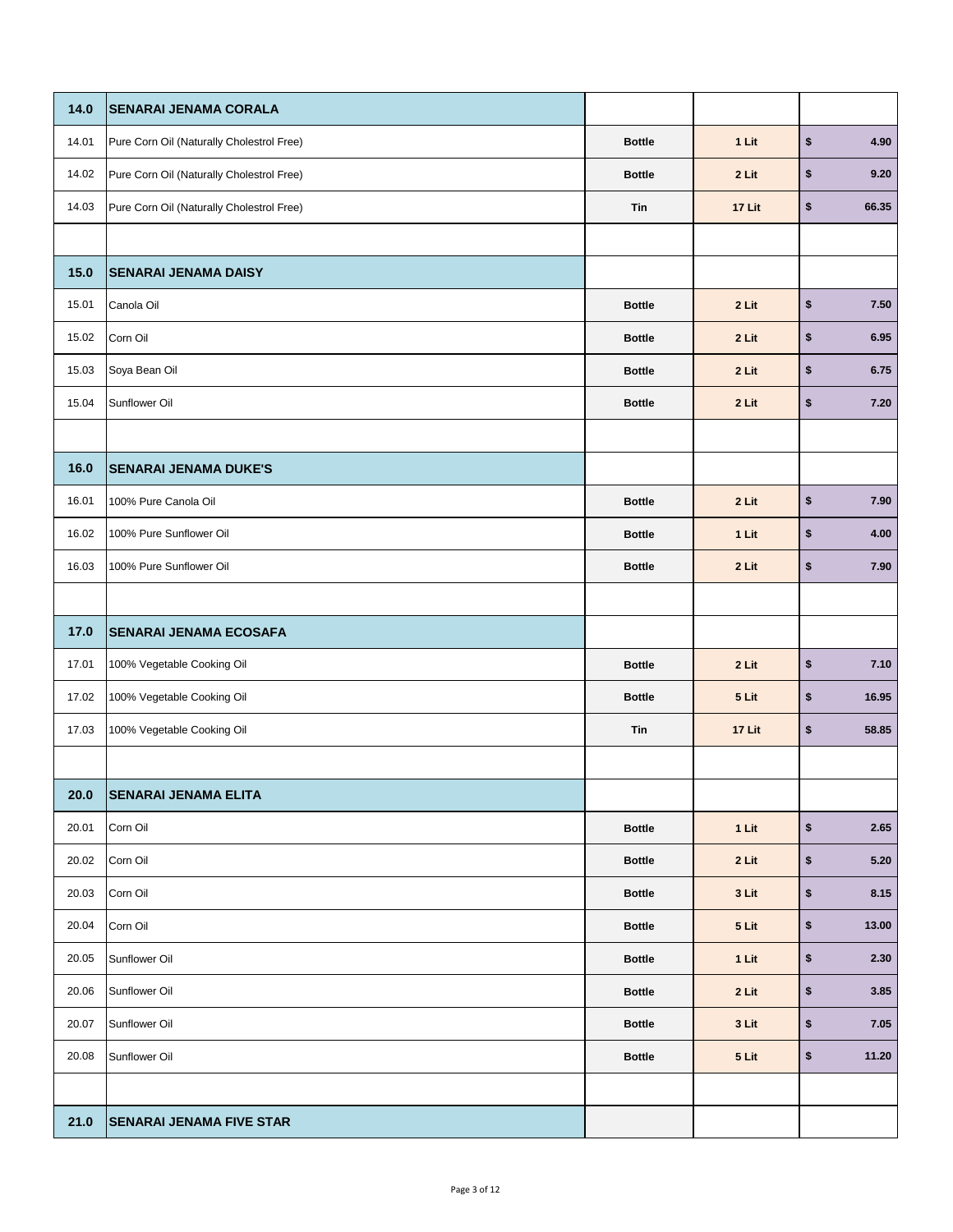| | | | | |
|---|---|---|---|---|
| **14.0** | **SENARAI JENAMA CORALA** | | | |
| 14.01 | Pure Corn Oil (Naturally Cholestrol Free) | **Bottle** | **1 Lit** | **$ 4.90** |
| 14.02 | Pure Corn Oil (Naturally Cholestrol Free) | **Bottle** | **2 Lit** | **$ 9.20** |
| 14.03 | Pure Corn Oil (Naturally Cholestrol Free) | **Tin** | **17 Lit** | **$ 66.35** |
| | | | | |
| **15.0** | **SENARAI JENAMA DAISY** | | | |
| 15.01 | Canola Oil | **Bottle** | **2 Lit** | **$ 7.50** |
| 15.02 | Corn Oil | **Bottle** | **2 Lit** | **$ 6.95** |
| 15.03 | Soya Bean Oil | **Bottle** | **2 Lit** | **$ 6.75** |
| 15.04 | Sunflower Oil | **Bottle** | **2 Lit** | **$ 7.20** |
| | | | | |
| **16.0** | **SENARAI JENAMA DUKE'S** | | | |
| 16.01 | 100% Pure Canola Oil | **Bottle** | **2 Lit** | **$ 7.90** |
| 16.02 | 100% Pure Sunflower Oil | **Bottle** | **1 Lit** | **$ 4.00** |
| 16.03 | 100% Pure Sunflower Oil | **Bottle** | **2 Lit** | **$ 7.90** |
| | | | | |
| **17.0** | **SENARAI JENAMA ECOSAFA** | | | |
| 17.01 | 100% Vegetable Cooking Oil | **Bottle** | **2 Lit** | **$ 7.10** |
| 17.02 | 100% Vegetable Cooking Oil | **Bottle** | **5 Lit** | **$ 16.95** |
| 17.03 | 100% Vegetable Cooking Oil | **Tin** | **17 Lit** | **$ 58.85** |
| | | | | |
| **20.0** | **SENARAI JENAMA ELITA** | | | |
| 20.01 | Corn Oil | **Bottle** | **1 Lit** | **$ 2.65** |
| 20.02 | Corn Oil | **Bottle** | **2 Lit** | **$ 5.20** |
| 20.03 | Corn Oil | **Bottle** | **3 Lit** | **$ 8.15** |
| 20.04 | Corn Oil | **Bottle** | **5 Lit** | **$ 13.00** |
| 20.05 | Sunflower Oil | **Bottle** | **1 Lit** | **$ 2.30** |
| 20.06 | Sunflower Oil | **Bottle** | **2 Lit** | **$ 3.85** |
| 20.07 | Sunflower Oil | **Bottle** | **3 Lit** | **$ 7.05** |
| 20.08 | Sunflower Oil | **Bottle** | **5 Lit** | **$ 11.20** |
| | | | | |
| **21.0** | **SENARAI JENAMA FIVE STAR** | | | |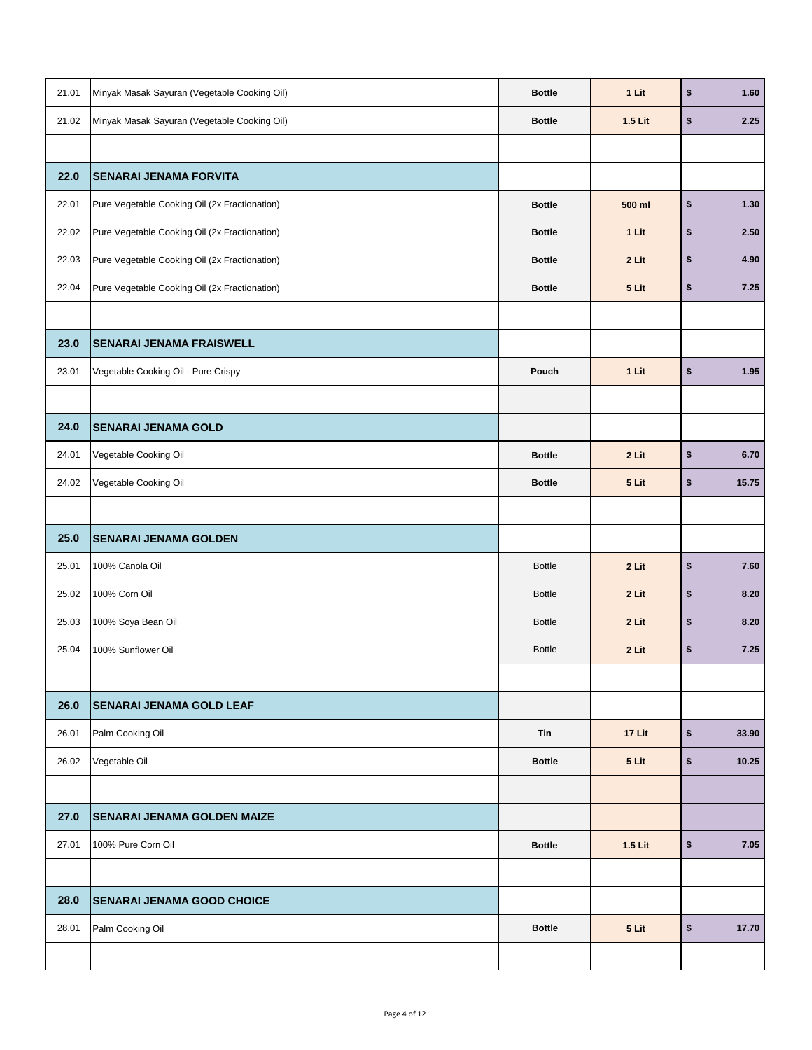| | | | | |
|---|---|---|---|---|
| 21.01 | Minyak Masak Sayuran (Vegetable Cooking Oil) | **Bottle** | **1 Lit** | **$ 1.60** |
| 21.02 | Minyak Masak Sayuran (Vegetable Cooking Oil) | **Bottle** | **1.5 Lit** | **$ 2.25** |
| | | | | |
| **22.0** | **SENARAI JENAMA FORVITA** | | | |
| 22.01 | Pure Vegetable Cooking Oil (2x Fractionation) | **Bottle** | **500 ml** | **$ 1.30** |
| 22.02 | Pure Vegetable Cooking Oil (2x Fractionation) | **Bottle** | **1 Lit** | **$ 2.50** |
| 22.03 | Pure Vegetable Cooking Oil (2x Fractionation) | **Bottle** | **2 Lit** | **$ 4.90** |
| 22.04 | Pure Vegetable Cooking Oil (2x Fractionation) | **Bottle** | **5 Lit** | **$ 7.25** |
| | | | | |
| **23.0** | **SENARAI JENAMA FRAISWELL** | | | |
| 23.01 | Vegetable Cooking Oil - Pure Crispy | **Pouch** | **1 Lit** | **$ 1.95** |
| | | | | |
| **24.0** | **SENARAI JENAMA GOLD** | | | |
| 24.01 | Vegetable Cooking Oil | **Bottle** | **2 Lit** | **$ 6.70** |
| 24.02 | Vegetable Cooking Oil | **Bottle** | **5 Lit** | **$ 15.75** |
| | | | | |
| **25.0** | **SENARAI JENAMA GOLDEN** | | | |
| 25.01 | 100% Canola Oil | Bottle | **2 Lit** | **$ 7.60** |
| 25.02 | 100% Corn Oil | Bottle | **2 Lit** | **$ 8.20** |
| 25.03 | 100% Soya Bean Oil | Bottle | **2 Lit** | **$ 8.20** |
| 25.04 | 100% Sunflower Oil | Bottle | **2 Lit** | **$ 7.25** |
| | | | | |
| **26.0** | **SENARAI JENAMA GOLD LEAF** | | | |
| 26.01 | Palm Cooking Oil | **Tin** | **17 Lit** | **$ 33.90** |
| 26.02 | Vegetable Oil | **Bottle** | **5 Lit** | **$ 10.25** |
| | | | | |
| **27.0** | **SENARAI JENAMA GOLDEN MAIZE** | | | |
| 27.01 | 100% Pure Corn Oil | **Bottle** | **1.5 Lit** | **$ 7.05** |
| | | | | |
| **28.0** | **SENARAI JENAMA GOOD CHOICE** | | | |
| 28.01 | Palm Cooking Oil | **Bottle** | **5 Lit** | **$ 17.70** |
| | | | | |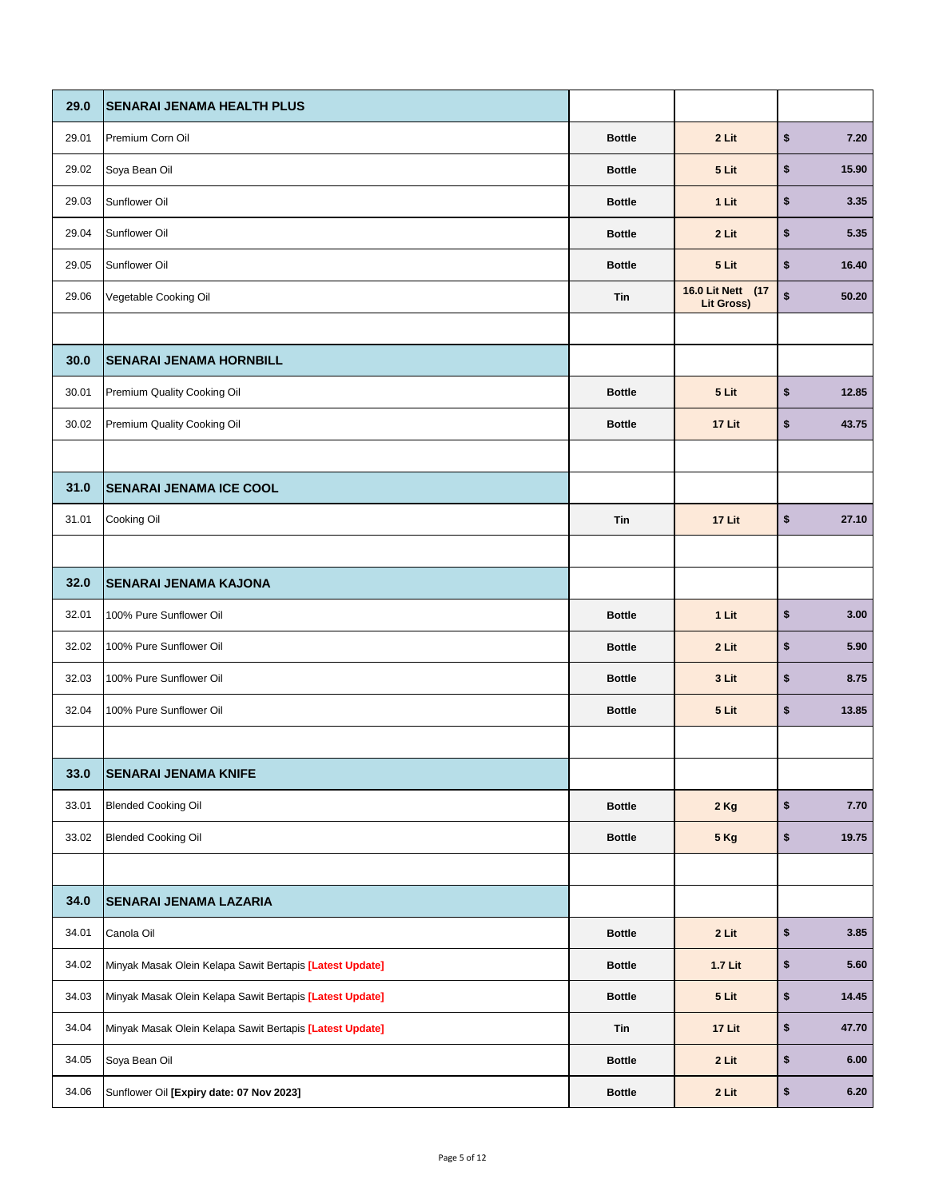| | | | | |
|---|---|---|---|---|
| **29.0** | **SENARAI JENAMA HEALTH PLUS** | | | |
| 29.01 | Premium Corn Oil | **Bottle** | **2 Lit** | **$ 7.20** |
| 29.02 | Soya Bean Oil | **Bottle** | **5 Lit** | **$ 15.90** |
| 29.03 | Sunflower Oil | **Bottle** | **1 Lit** | **$ 3.35** |
| 29.04 | Sunflower Oil | **Bottle** | **2 Lit** | **$ 5.35** |
| 29.05 | Sunflower Oil | **Bottle** | **5 Lit** | **$ 16.40** |
| 29.06 | Vegetable Cooking Oil | **Tin** | **16.0 Lit Nett (17 Lit Gross)** | **$ 50.20** |
| | | | | |
| **30.0** | **SENARAI JENAMA HORNBILL** | | | |
| 30.01 | Premium Quality Cooking Oil | **Bottle** | **5 Lit** | **$ 12.85** |
| 30.02 | Premium Quality Cooking Oil | **Bottle** | **17 Lit** | **$ 43.75** |
| | | | | |
| **31.0** | **SENARAI JENAMA ICE COOL** | | | |
| 31.01 | Cooking Oil | **Tin** | **17 Lit** | **$ 27.10** |
| | | | | |
| **32.0** | **SENARAI JENAMA KAJONA** | | | |
| 32.01 | 100% Pure Sunflower Oil | **Bottle** | **1 Lit** | **$ 3.00** |
| 32.02 | 100% Pure Sunflower Oil | **Bottle** | **2 Lit** | **$ 5.90** |
| 32.03 | 100% Pure Sunflower Oil | **Bottle** | **3 Lit** | **$ 8.75** |
| 32.04 | 100% Pure Sunflower Oil | **Bottle** | **5 Lit** | **$ 13.85** |
| | | | | |
| **33.0** | **SENARAI JENAMA KNIFE** | | | |
| 33.01 | Blended Cooking Oil | **Bottle** | **2 Kg** | **$ 7.70** |
| 33.02 | Blended Cooking Oil | **Bottle** | **5 Kg** | **$ 19.75** |
| | | | | |
| **34.0** | **SENARAI JENAMA LAZARIA** | | | |
| 34.01 | Canola Oil | **Bottle** | **2 Lit** | **$ 3.85** |
| 34.02 | Minyak Masak Olein Kelapa Sawit Bertapis **[Latest Update]** | **Bottle** | **1.7 Lit** | **$ 5.60** |
| 34.03 | Minyak Masak Olein Kelapa Sawit Bertapis **[Latest Update]** | **Bottle** | **5 Lit** | **$ 14.45** |
| 34.04 | Minyak Masak Olein Kelapa Sawit Bertapis **[Latest Update]** | **Tin** | **17 Lit** | **$ 47.70** |
| 34.05 | Soya Bean Oil | **Bottle** | **2 Lit** | **$ 6.00** |
| 34.06 | Sunflower Oil **[Expiry date: 07 Nov 2023]** | **Bottle** | **2 Lit** | **$ 6.20** |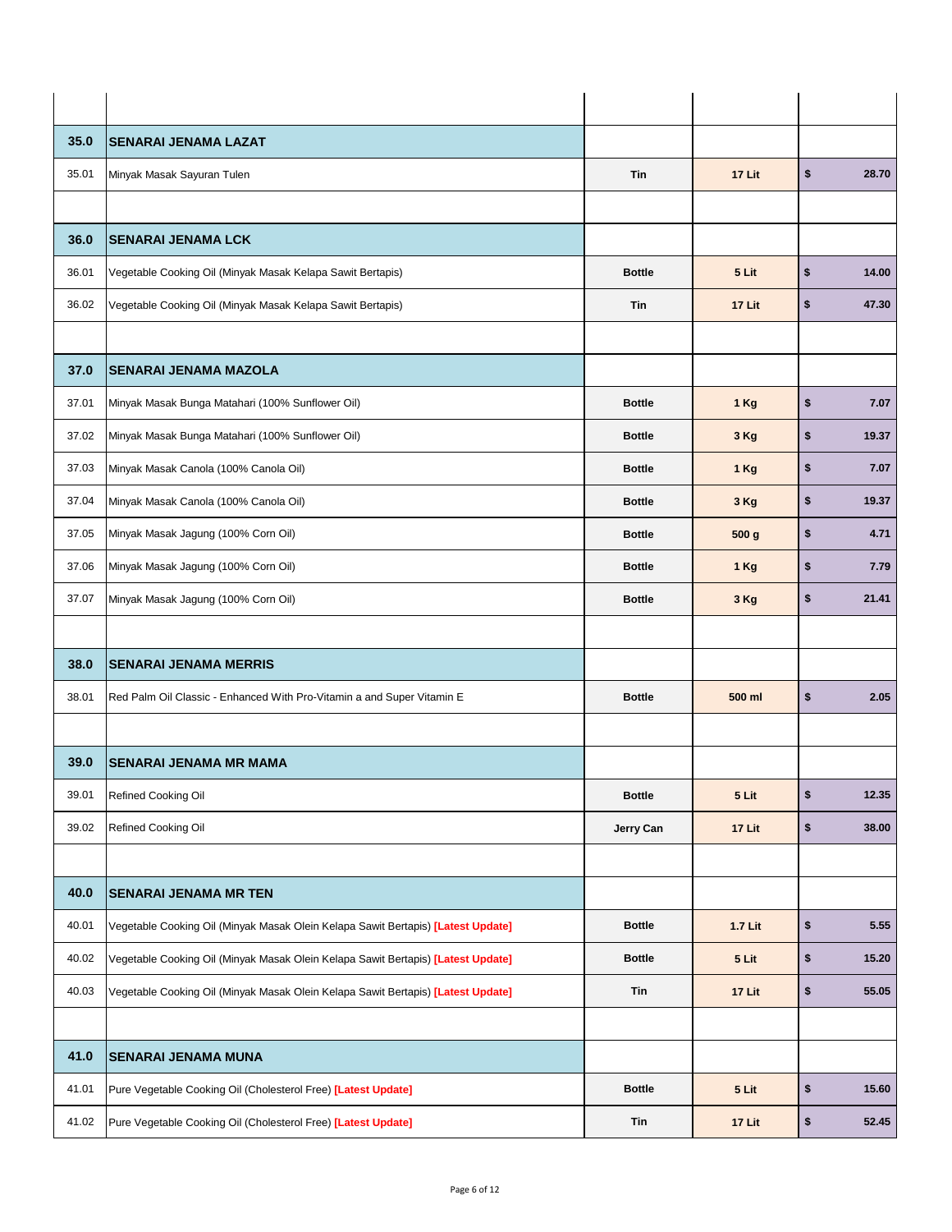| | | | | |
|---|---|---|---|---|
| **35.0** | **SENARAI JENAMA LAZAT** | | | |
| 35.01 | Minyak Masak Sayuran Tulen | **Tin** | **17 Lit** | **$ 28.70** |
| | | | | |
| **36.0** | **SENARAI JENAMA LCK** | | | |
| 36.01 | Vegetable Cooking Oil (Minyak Masak Kelapa Sawit Bertapis) | **Bottle** | **5 Lit** | **$ 14.00** |
| 36.02 | Vegetable Cooking Oil (Minyak Masak Kelapa Sawit Bertapis) | **Tin** | **17 Lit** | **$ 47.30** |
| | | | | |
| **37.0** | **SENARAI JENAMA MAZOLA** | | | |
| 37.01 | Minyak Masak Bunga Matahari (100% Sunflower Oil) | **Bottle** | **1 Kg** | **$ 7.07** |
| 37.02 | Minyak Masak Bunga Matahari (100% Sunflower Oil) | **Bottle** | **3 Kg** | **$ 19.37** |
| 37.03 | Minyak Masak Canola (100% Canola Oil) | **Bottle** | **1 Kg** | **$ 7.07** |
| 37.04 | Minyak Masak Canola (100% Canola Oil) | **Bottle** | **3 Kg** | **$ 19.37** |
| 37.05 | Minyak Masak Jagung (100% Corn Oil) | **Bottle** | **500 g** | **$ 4.71** |
| 37.06 | Minyak Masak Jagung (100% Corn Oil) | **Bottle** | **1 Kg** | **$ 7.79** |
| 37.07 | Minyak Masak Jagung (100% Corn Oil) | **Bottle** | **3 Kg** | **$ 21.41** |
| | | | | |
| **38.0** | **SENARAI JENAMA MERRIS** | | | |
| 38.01 | Red Palm Oil Classic - Enhanced With Pro-Vitamin a and Super Vitamin E | **Bottle** | **500 ml** | **$ 2.05** |
| | | | | |
| **39.0** | **SENARAI JENAMA MR MAMA** | | | |
| 39.01 | Refined Cooking Oil | **Bottle** | **5 Lit** | **$ 12.35** |
| 39.02 | Refined Cooking Oil | **Jerry Can** | **17 Lit** | **$ 38.00** |
| | | | | |
| **40.0** | **SENARAI JENAMA MR TEN** | | | |
| 40.01 | Vegetable Cooking Oil (Minyak Masak Olein Kelapa Sawit Bertapis) **[Latest Update]** | **Bottle** | **1.7 Lit** | **$ 5.55** |
| 40.02 | Vegetable Cooking Oil (Minyak Masak Olein Kelapa Sawit Bertapis) **[Latest Update]** | **Bottle** | **5 Lit** | **$ 15.20** |
| 40.03 | Vegetable Cooking Oil (Minyak Masak Olein Kelapa Sawit Bertapis) **[Latest Update]** | **Tin** | **17 Lit** | **$ 55.05** |
| | | | | |
| **41.0** | **SENARAI JENAMA MUNA** | | | |
| 41.01 | Pure Vegetable Cooking Oil (Cholesterol Free) **[Latest Update]** | **Bottle** | **5 Lit** | **$ 15.60** |
| 41.02 | Pure Vegetable Cooking Oil (Cholesterol Free) **[Latest Update]** | **Tin** | **17 Lit** | **$ 52.45** |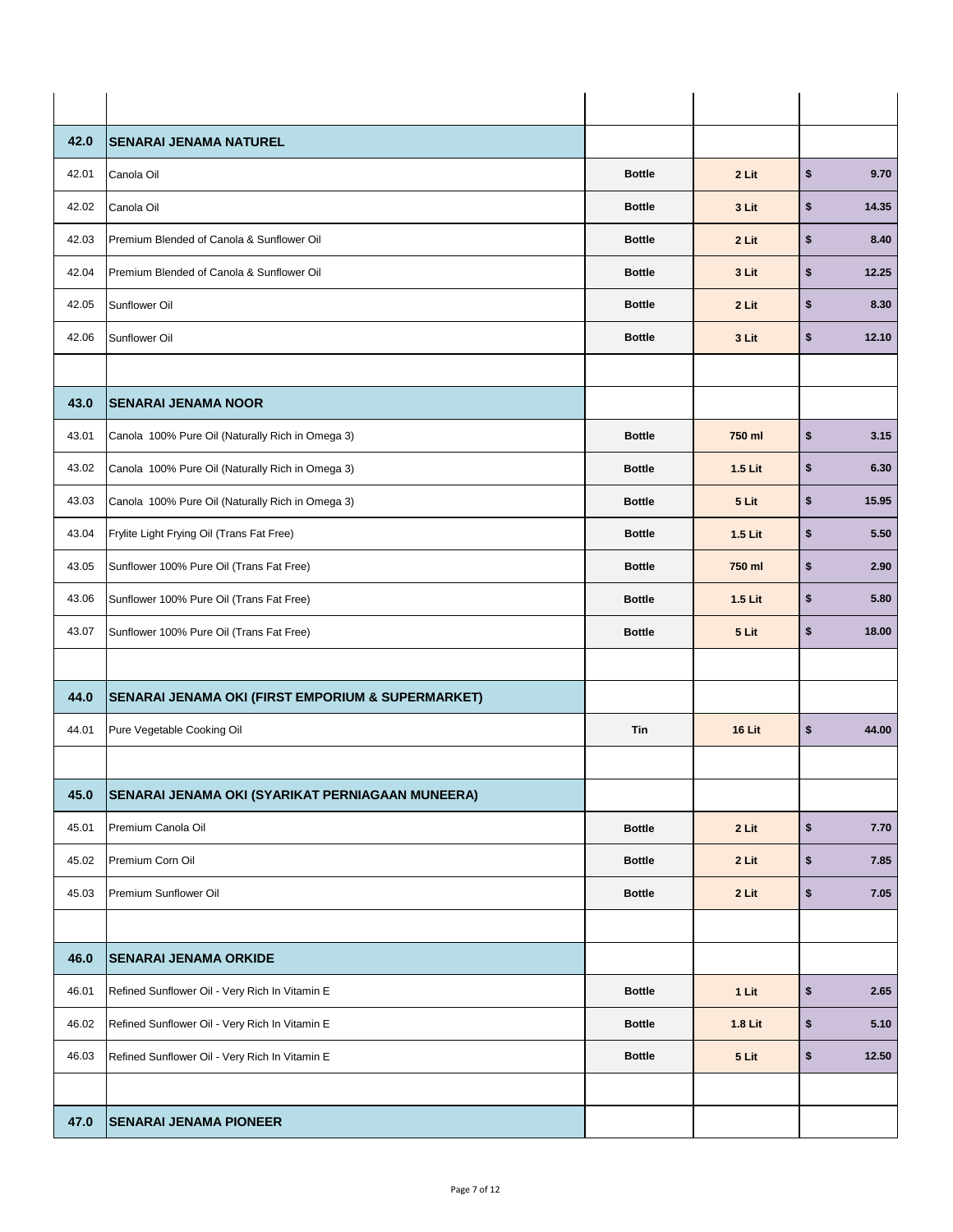| | | | | |
|---|---|---|---|---|
| **42.0** | **SENARAI JENAMA NATUREL** | | | |
| 42.01 | Canola Oil | **Bottle** | **2 Lit** | **$ 9.70** |
| 42.02 | Canola Oil | **Bottle** | **3 Lit** | **$ 14.35** |
| 42.03 | Premium Blended of Canola & Sunflower Oil | **Bottle** | **2 Lit** | **$ 8.40** |
| 42.04 | Premium Blended of Canola & Sunflower Oil | **Bottle** | **3 Lit** | **$ 12.25** |
| 42.05 | Sunflower Oil | **Bottle** | **2 Lit** | **$ 8.30** |
| 42.06 | Sunflower Oil | **Bottle** | **3 Lit** | **$ 12.10** |
| | | | | |
| **43.0** | **SENARAI JENAMA NOOR** | | | |
| 43.01 | Canola 100% Pure Oil (Naturally Rich in Omega 3) | **Bottle** | **750 ml** | **$ 3.15** |
| 43.02 | Canola 100% Pure Oil (Naturally Rich in Omega 3) | **Bottle** | **1.5 Lit** | **$ 6.30** |
| 43.03 | Canola 100% Pure Oil (Naturally Rich in Omega 3) | **Bottle** | **5 Lit** | **$ 15.95** |
| 43.04 | Frylite Light Frying Oil (Trans Fat Free) | **Bottle** | **1.5 Lit** | **$ 5.50** |
| 43.05 | Sunflower 100% Pure Oil (Trans Fat Free) | **Bottle** | **750 ml** | **$ 2.90** |
| 43.06 | Sunflower 100% Pure Oil (Trans Fat Free) | **Bottle** | **1.5 Lit** | **$ 5.80** |
| 43.07 | Sunflower 100% Pure Oil (Trans Fat Free) | **Bottle** | **5 Lit** | **$ 18.00** |
| | | | | |
| **44.0** | **SENARAI JENAMA OKI (FIRST EMPORIUM & SUPERMARKET)** | | | |
| 44.01 | Pure Vegetable Cooking Oil | **Tin** | **16 Lit** | **$ 44.00** |
| | | | | |
| **45.0** | **SENARAI JENAMA OKI (SYARIKAT PERNIAGAAN MUNEERA)** | | | |
| 45.01 | Premium Canola Oil | **Bottle** | **2 Lit** | **$ 7.70** |
| 45.02 | Premium Corn Oil | **Bottle** | **2 Lit** | **$ 7.85** |
| 45.03 | Premium Sunflower Oil | **Bottle** | **2 Lit** | **$ 7.05** |
| | | | | |
| **46.0** | **SENARAI JENAMA ORKIDE** | | | |
| 46.01 | Refined Sunflower Oil - Very Rich In Vitamin E | **Bottle** | **1 Lit** | **$ 2.65** |
| 46.02 | Refined Sunflower Oil - Very Rich In Vitamin E | **Bottle** | **1.8 Lit** | **$ 5.10** |
| 46.03 | Refined Sunflower Oil - Very Rich In Vitamin E | **Bottle** | **5 Lit** | **$ 12.50** |
| | | | | |
| **47.0** | **SENARAI JENAMA PIONEER** | | | |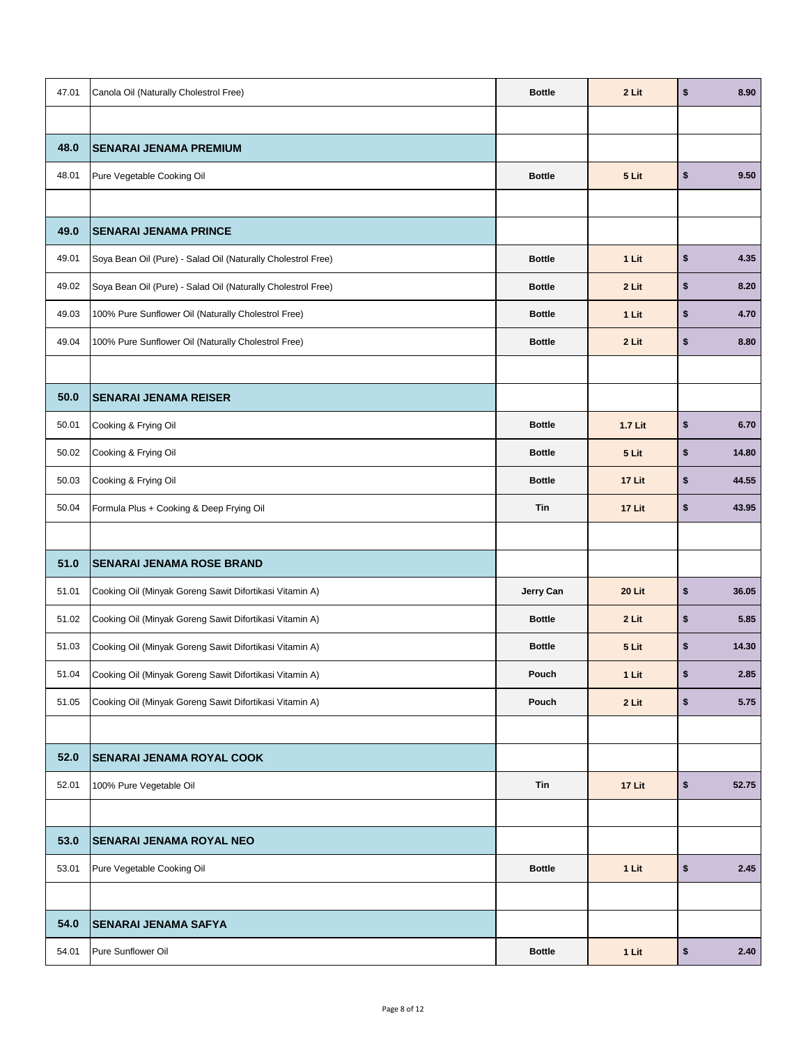| | | | | |
|---|---|---|---|---|
| 47.01 | Canola Oil (Naturally Cholestrol Free) | **Bottle** | **2 Lit** | **$ 8.90** |
| | | | | |
| **48.0** | **SENARAI JENAMA PREMIUM** | | | |
| 48.01 | Pure Vegetable Cooking Oil | **Bottle** | **5 Lit** | **$ 9.50** |
| | | | | |
| **49.0** | **SENARAI JENAMA PRINCE** | | | |
| 49.01 | Soya Bean Oil (Pure) - Salad Oil (Naturally Cholestrol Free) | **Bottle** | **1 Lit** | **$ 4.35** |
| 49.02 | Soya Bean Oil (Pure) - Salad Oil (Naturally Cholestrol Free) | **Bottle** | **2 Lit** | **$ 8.20** |
| 49.03 | 100% Pure Sunflower Oil (Naturally Cholestrol Free) | **Bottle** | **1 Lit** | **$ 4.70** |
| 49.04 | 100% Pure Sunflower Oil (Naturally Cholestrol Free) | **Bottle** | **2 Lit** | **$ 8.80** |
| | | | | |
| **50.0** | **SENARAI JENAMA REISER** | | | |
| 50.01 | Cooking & Frying Oil | **Bottle** | **1.7 Lit** | **$ 6.70** |
| 50.02 | Cooking & Frying Oil | **Bottle** | **5 Lit** | **$ 14.80** |
| 50.03 | Cooking & Frying Oil | **Bottle** | **17 Lit** | **$ 44.55** |
| 50.04 | Formula Plus + Cooking & Deep Frying Oil | **Tin** | **17 Lit** | **$ 43.95** |
| | | | | |
| **51.0** | **SENARAI JENAMA ROSE BRAND** | | | |
| 51.01 | Cooking Oil (Minyak Goreng Sawit Difortikasi Vitamin A) | **Jerry Can** | **20 Lit** | **$ 36.05** |
| 51.02 | Cooking Oil (Minyak Goreng Sawit Difortikasi Vitamin A) | **Bottle** | **2 Lit** | **$ 5.85** |
| 51.03 | Cooking Oil (Minyak Goreng Sawit Difortikasi Vitamin A) | **Bottle** | **5 Lit** | **$ 14.30** |
| 51.04 | Cooking Oil (Minyak Goreng Sawit Difortikasi Vitamin A) | **Pouch** | **1 Lit** | **$ 2.85** |
| 51.05 | Cooking Oil (Minyak Goreng Sawit Difortikasi Vitamin A) | **Pouch** | **2 Lit** | **$ 5.75** |
| | | | | |
| **52.0** | **SENARAI JENAMA ROYAL COOK** | | | |
| 52.01 | 100% Pure Vegetable Oil | **Tin** | **17 Lit** | **$ 52.75** |
| | | | | |
| **53.0** | **SENARAI JENAMA ROYAL NEO** | | | |
| 53.01 | Pure Vegetable Cooking Oil | **Bottle** | **1 Lit** | **$ 2.45** |
| | | | | |
| **54.0** | **SENARAI JENAMA SAFYA** | | | |
| 54.01 | Pure Sunflower Oil | **Bottle** | **1 Lit** | **$ 2.40** |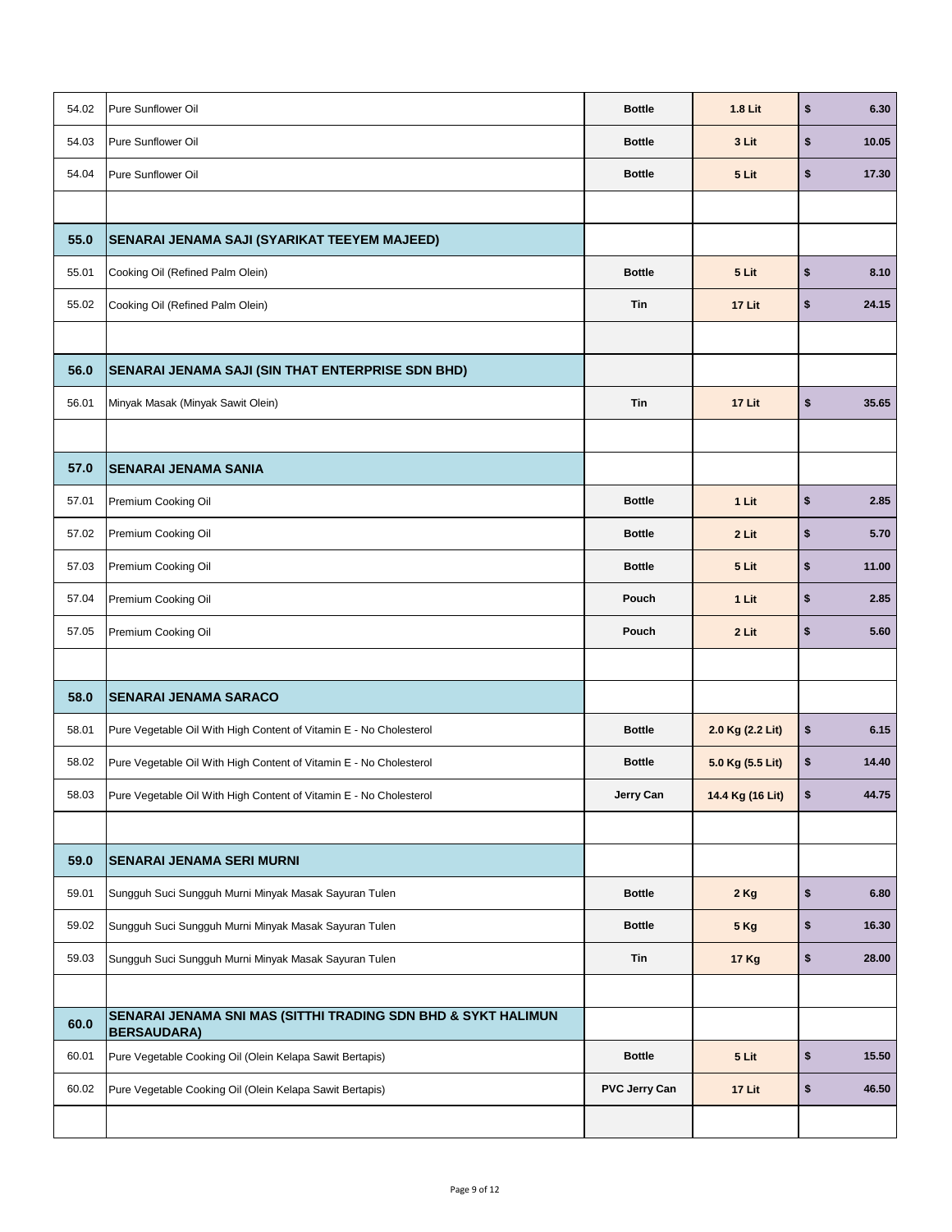| | | | | |
|---|---|---|---|---|
| 54.02 | Pure Sunflower Oil | **Bottle** | **1.8 Lit** | **$ 6.30** |
| 54.03 | Pure Sunflower Oil | **Bottle** | **3 Lit** | **$ 10.05** |
| 54.04 | Pure Sunflower Oil | **Bottle** | **5 Lit** | **$ 17.30** |
| | | | | |
| **55.0** | **SENARAI JENAMA SAJI (SYARIKAT TEEYEM MAJEED)** | | | |
| 55.01 | Cooking Oil (Refined Palm Olein) | **Bottle** | **5 Lit** | **$ 8.10** |
| 55.02 | Cooking Oil (Refined Palm Olein) | **Tin** | **17 Lit** | **$ 24.15** |
| | | | | |
| **56.0** | **SENARAI JENAMA SAJI (SIN THAT ENTERPRISE SDN BHD)** | | | |
| 56.01 | Minyak Masak (Minyak Sawit Olein) | **Tin** | **17 Lit** | **$ 35.65** |
| | | | | |
| **57.0** | **SENARAI JENAMA SANIA** | | | |
| 57.01 | Premium Cooking Oil | **Bottle** | **1 Lit** | **$ 2.85** |
| 57.02 | Premium Cooking Oil | **Bottle** | **2 Lit** | **$ 5.70** |
| 57.03 | Premium Cooking Oil | **Bottle** | **5 Lit** | **$ 11.00** |
| 57.04 | Premium Cooking Oil | **Pouch** | **1 Lit** | **$ 2.85** |
| 57.05 | Premium Cooking Oil | **Pouch** | **2 Lit** | **$ 5.60** |
| | | | | |
| **58.0** | **SENARAI JENAMA SARACO** | | | |
| 58.01 | Pure Vegetable Oil With High Content of Vitamin E - No Cholesterol | **Bottle** | **2.0 Kg (2.2 Lit)** | **$ 6.15** |
| 58.02 | Pure Vegetable Oil With High Content of Vitamin E - No Cholesterol | **Bottle** | **5.0 Kg (5.5 Lit)** | **$ 14.40** |
| 58.03 | Pure Vegetable Oil With High Content of Vitamin E - No Cholesterol | **Jerry Can** | **14.4 Kg (16 Lit)** | **$ 44.75** |
| | | | | |
| **59.0** | **SENARAI JENAMA SERI MURNI** | | | |
| 59.01 | Sungguh Suci Sungguh Murni Minyak Masak Sayuran Tulen | **Bottle** | **2 Kg** | **$ 6.80** |
| 59.02 | Sungguh Suci Sungguh Murni Minyak Masak Sayuran Tulen | **Bottle** | **5 Kg** | **$ 16.30** |
| 59.03 | Sungguh Suci Sungguh Murni Minyak Masak Sayuran Tulen | **Tin** | **17 Kg** | **$ 28.00** |
| | | | | |
| **60.0** | **SENARAI JENAMA SNI MAS (SITTHI TRADING SDN BHD & SYKT HALIMUN BERSAUDARA)** | | | |
| 60.01 | Pure Vegetable Cooking Oil (Olein Kelapa Sawit Bertapis) | **Bottle** | **5 Lit** | **$ 15.50** |
| 60.02 | Pure Vegetable Cooking Oil (Olein Kelapa Sawit Bertapis) | **PVC Jerry Can** | **17 Lit** | **$ 46.50** |
| | | | | |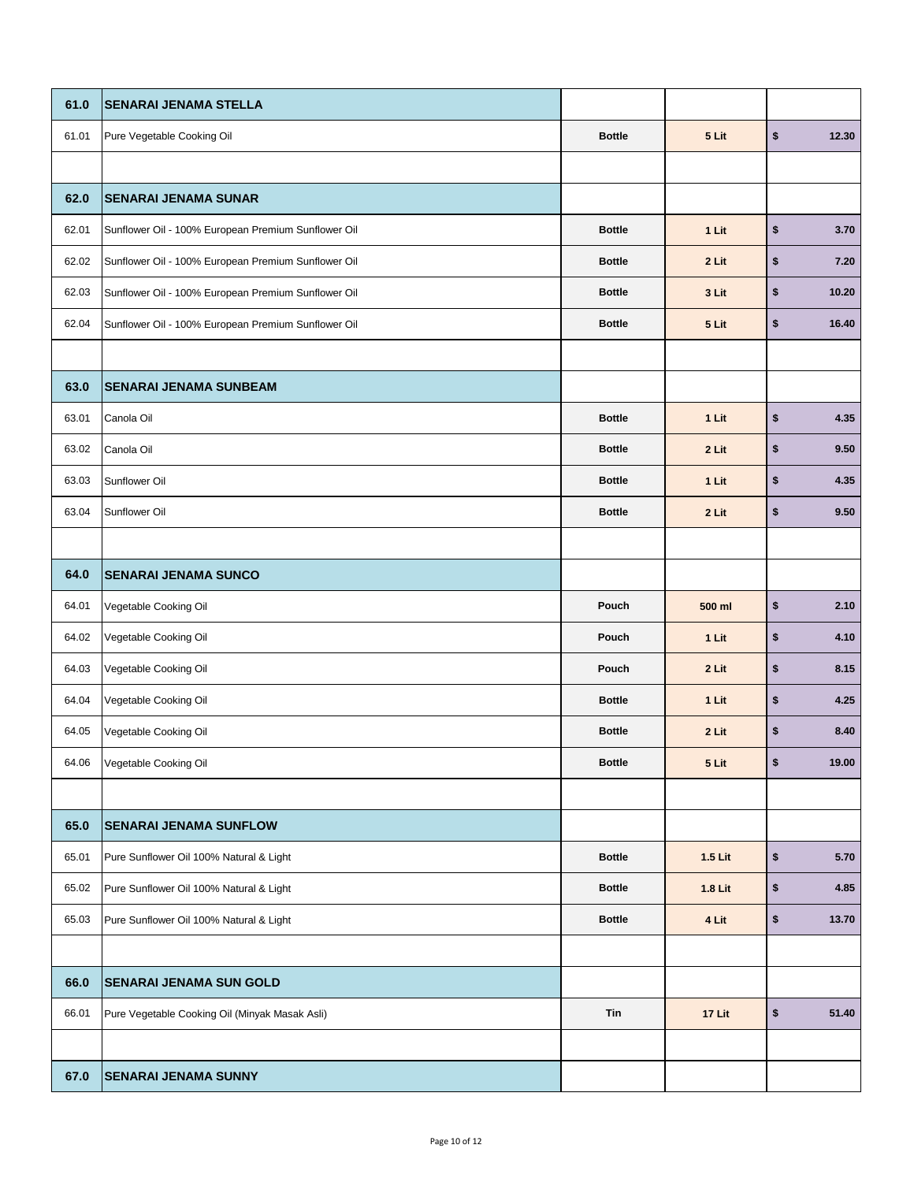| | | | | |
|---|---|---|---|---|
| **61.0** | **SENARAI JENAMA STELLA** | | | |
| 61.01 | Pure Vegetable Cooking Oil | **Bottle** | **5 Lit** | **$ 12.30** |
| | | | | |
| **62.0** | **SENARAI JENAMA SUNAR** | | | |
| 62.01 | Sunflower Oil - 100% European Premium Sunflower Oil | **Bottle** | **1 Lit** | **$ 3.70** |
| 62.02 | Sunflower Oil - 100% European Premium Sunflower Oil | **Bottle** | **2 Lit** | **$ 7.20** |
| 62.03 | Sunflower Oil - 100% European Premium Sunflower Oil | **Bottle** | **3 Lit** | **$ 10.20** |
| 62.04 | Sunflower Oil - 100% European Premium Sunflower Oil | **Bottle** | **5 Lit** | **$ 16.40** |
| | | | | |
| **63.0** | **SENARAI JENAMA SUNBEAM** | | | |
| 63.01 | Canola Oil | **Bottle** | **1 Lit** | **$ 4.35** |
| 63.02 | Canola Oil | **Bottle** | **2 Lit** | **$ 9.50** |
| 63.03 | Sunflower Oil | **Bottle** | **1 Lit** | **$ 4.35** |
| 63.04 | Sunflower Oil | **Bottle** | **2 Lit** | **$ 9.50** |
| | | | | |
| **64.0** | **SENARAI JENAMA SUNCO** | | | |
| 64.01 | Vegetable Cooking Oil | **Pouch** | **500 ml** | **$ 2.10** |
| 64.02 | Vegetable Cooking Oil | **Pouch** | **1 Lit** | **$ 4.10** |
| 64.03 | Vegetable Cooking Oil | **Pouch** | **2 Lit** | **$ 8.15** |
| 64.04 | Vegetable Cooking Oil | **Bottle** | **1 Lit** | **$ 4.25** |
| 64.05 | Vegetable Cooking Oil | **Bottle** | **2 Lit** | **$ 8.40** |
| 64.06 | Vegetable Cooking Oil | **Bottle** | **5 Lit** | **$ 19.00** |
| | | | | |
| **65.0** | **SENARAI JENAMA SUNFLOW** | | | |
| 65.01 | Pure Sunflower Oil 100% Natural & Light | **Bottle** | **1.5 Lit** | **$ 5.70** |
| 65.02 | Pure Sunflower Oil 100% Natural & Light | **Bottle** | **1.8 Lit** | **$ 4.85** |
| 65.03 | Pure Sunflower Oil 100% Natural & Light | **Bottle** | **4 Lit** | **$ 13.70** |
| | | | | |
| **66.0** | **SENARAI JENAMA SUN GOLD** | | | |
| 66.01 | Pure Vegetable Cooking Oil (Minyak Masak Asli) | **Tin** | **17 Lit** | **$ 51.40** |
| | | | | |
| **67.0** | **SENARAI JENAMA SUNNY** | | | |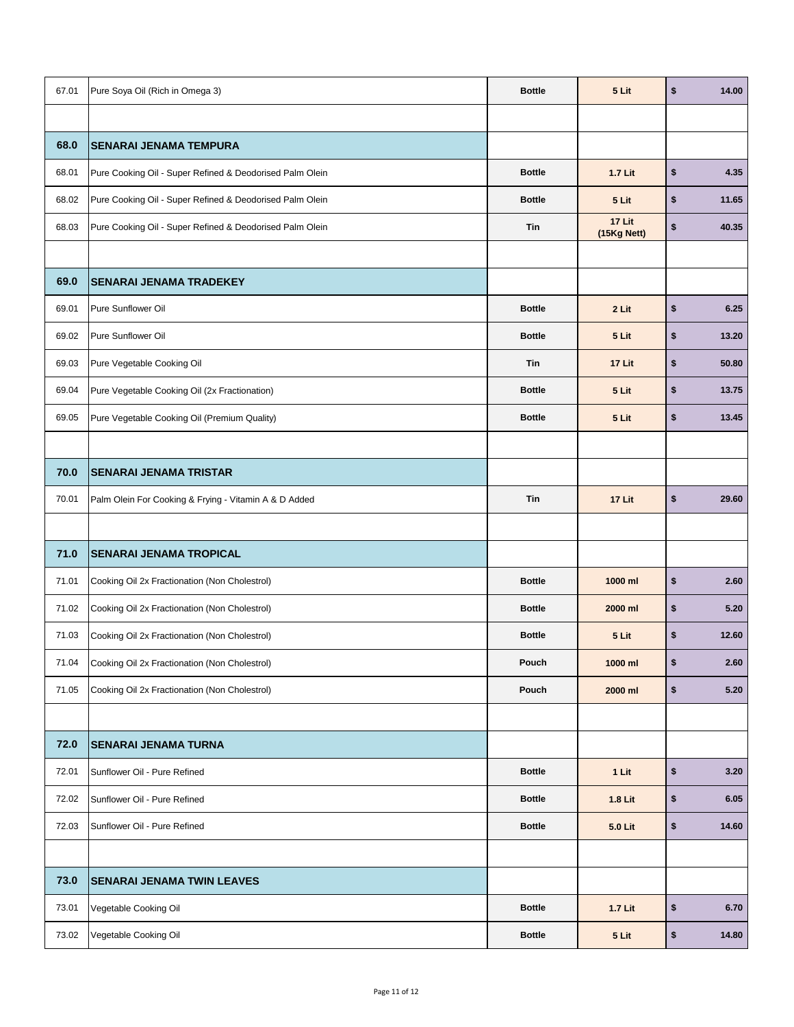| | | | | | |
|---|---|---|---|---|---|
| 67.01 | Pure Soya Oil (Rich in Omega 3) | Bottle | 5 Lit | $ | 14.00 |
| | | | | | |
| **68.0** | **SENARAI JENAMA TEMPURA** | | | | |
| 68.01 | Pure Cooking Oil - Super Refined & Deodorised Palm Olein | Bottle | 1.7 Lit | $ | 4.35 |
| 68.02 | Pure Cooking Oil - Super Refined & Deodorised Palm Olein | Bottle | 5 Lit | $ | 11.65 |
| 68.03 | Pure Cooking Oil - Super Refined & Deodorised Palm Olein | Tin | 17 Lit (15Kg Nett) | $ | 40.35 |
| | | | | | |
| **69.0** | **SENARAI JENAMA TRADEKEY** | | | | |
| 69.01 | Pure Sunflower Oil | Bottle | 2 Lit | $ | 6.25 |
| 69.02 | Pure Sunflower Oil | Bottle | 5 Lit | $ | 13.20 |
| 69.03 | Pure Vegetable Cooking Oil | Tin | 17 Lit | $ | 50.80 |
| 69.04 | Pure Vegetable Cooking Oil (2x Fractionation) | Bottle | 5 Lit | $ | 13.75 |
| 69.05 | Pure Vegetable Cooking Oil (Premium Quality) | Bottle | 5 Lit | $ | 13.45 |
| | | | | | |
| **70.0** | **SENARAI JENAMA TRISTAR** | | | | |
| 70.01 | Palm Olein For Cooking & Frying - Vitamin A & D Added | Tin | 17 Lit | $ | 29.60 |
| | | | | | |
| **71.0** | **SENARAI JENAMA TROPICAL** | | | | |
| 71.01 | Cooking Oil 2x Fractionation (Non Cholestrol) | Bottle | 1000 ml | $ | 2.60 |
| 71.02 | Cooking Oil 2x Fractionation (Non Cholestrol) | Bottle | 2000 ml | $ | 5.20 |
| 71.03 | Cooking Oil 2x Fractionation (Non Cholestrol) | Bottle | 5 Lit | $ | 12.60 |
| 71.04 | Cooking Oil 2x Fractionation (Non Cholestrol) | Pouch | 1000 ml | $ | 2.60 |
| 71.05 | Cooking Oil 2x Fractionation (Non Cholestrol) | Pouch | 2000 ml | $ | 5.20 |
| | | | | | |
| **72.0** | **SENARAI JENAMA TURNA** | | | | |
| 72.01 | Sunflower Oil - Pure Refined | Bottle | 1 Lit | $ | 3.20 |
| 72.02 | Sunflower Oil - Pure Refined | Bottle | 1.8 Lit | $ | 6.05 |
| 72.03 | Sunflower Oil - Pure Refined | Bottle | 5.0 Lit | $ | 14.60 |
| | | | | | |
| **73.0** | **SENARAI JENAMA TWIN LEAVES** | | | | |
| 73.01 | Vegetable Cooking Oil | Bottle | 1.7 Lit | $ | 6.70 |
| 73.02 | Vegetable Cooking Oil | Bottle | 5 Lit | $ | 14.80 |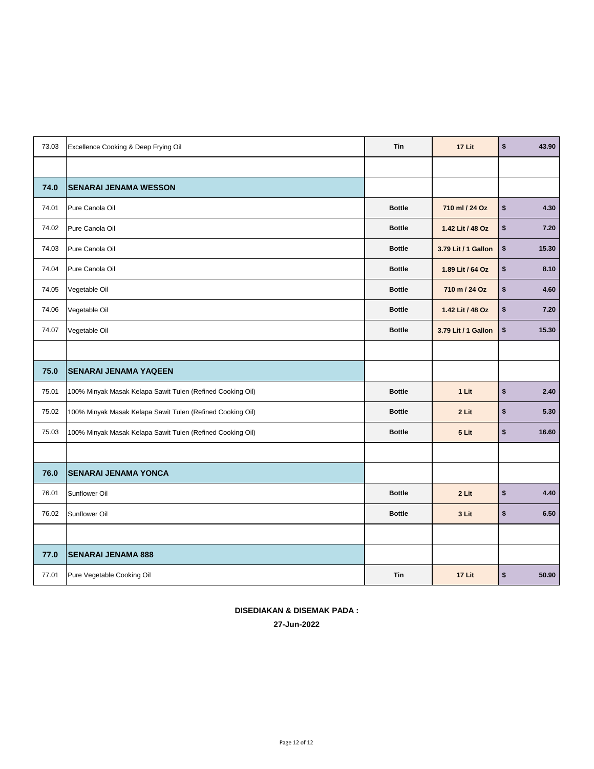| | | | | |
|---|---|---|---|---|
| 73.03 | Excellence Cooking & Deep Frying Oil | Tin | 17 Lit | $ 43.90 |
| | | | | |
| **74.0** | **SENARAI JENAMA WESSON** | | | |
| 74.01 | Pure Canola Oil | Bottle | 710 ml / 24 Oz | $ 4.30 |
| 74.02 | Pure Canola Oil | Bottle | 1.42 Lit / 48 Oz | $ 7.20 |
| 74.03 | Pure Canola Oil | Bottle | 3.79 Lit / 1 Gallon | $ 15.30 |
| 74.04 | Pure Canola Oil | Bottle | 1.89 Lit / 64 Oz | $ 8.10 |
| 74.05 | Vegetable Oil | Bottle | 710 m / 24 Oz | $ 4.60 |
| 74.06 | Vegetable Oil | Bottle | 1.42 Lit / 48 Oz | $ 7.20 |
| 74.07 | Vegetable Oil | Bottle | 3.79 Lit / 1 Gallon | $ 15.30 |
| | | | | |
| **75.0** | **SENARAI JENAMA YAQEEN** | | | |
| 75.01 | 100% Minyak Masak Kelapa Sawit Tulen (Refined Cooking Oil) | Bottle | 1 Lit | $ 2.40 |
| 75.02 | 100% Minyak Masak Kelapa Sawit Tulen (Refined Cooking Oil) | Bottle | 2 Lit | $ 5.30 |
| 75.03 | 100% Minyak Masak Kelapa Sawit Tulen (Refined Cooking Oil) | Bottle | 5 Lit | $ 16.60 |
| | | | | |
| **76.0** | **SENARAI JENAMA YONCA** | | | |
| 76.01 | Sunflower Oil | Bottle | 2 Lit | $ 4.40 |
| 76.02 | Sunflower Oil | Bottle | 3 Lit | $ 6.50 |
| | | | | |
| **77.0** | **SENARAI JENAMA 888** | | | |
| 77.01 | Pure Vegetable Cooking Oil | Tin | 17 Lit | $ 50.90 |

**DISEDIAKAN & DISEMAK PADA :**

**27-Jun-2022**